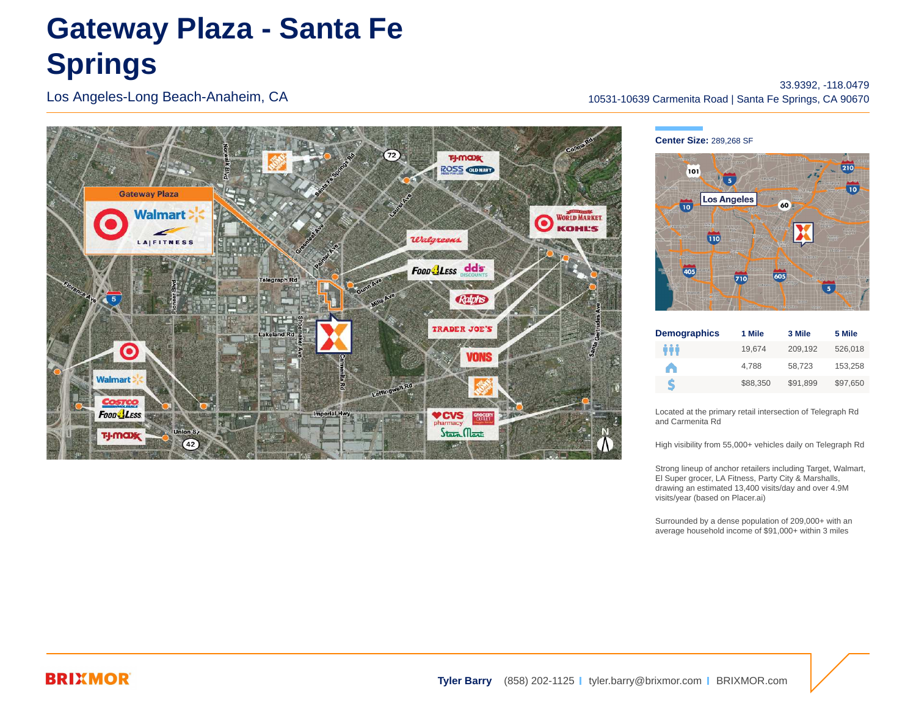# Gateway Plaza - Santa Fe Springs

Los Angeles-Long Beach-Anaheim, CA

33.9392, -118.0479
10531-10639 Carmenita Road | Santa Fe Springs, CA 90670

**Center Size:** 289,268 SF

| Demographics | 1 Mile | 3 Mile | 5 Mile |
|---|---|---|---|
| Population | 19,674 | 209,192 | 526,018 |
| Households | 4,788 | 58,723 | 153,258 |
| Income | $88,350 | $91,899 | $97,650 |

Located at the primary retail intersection of Telegraph Rd and Carmenita Rd

High visibility from 55,000+ vehicles daily on Telegraph Rd

Strong lineup of anchor retailers including Target, Walmart, El Super grocer, LA Fitness, Party City & Marshalls, drawing an estimated 13,400 visits/day and over 4.9M visits/year (based on Placer.ai)

Surrounded by a dense population of 209,000+ with an average household income of $91,000+ within 3 miles

**Tyler Barry** (858) 202-1125 | tyler.barry@brixmor.com | BRIXMOR.com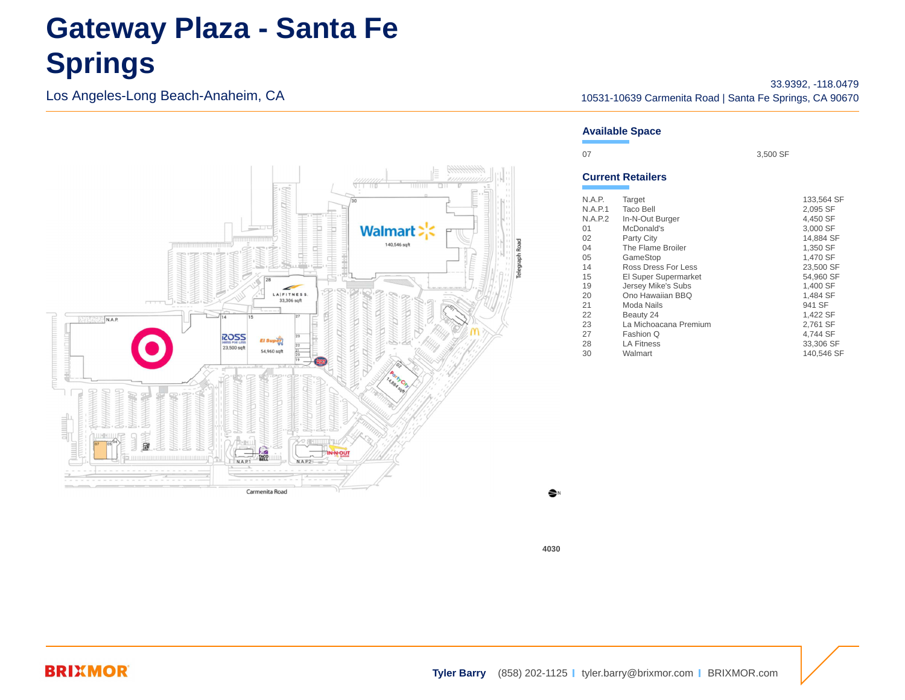# Gateway Plaza - Santa Fe Springs

Los Angeles-Long Beach-Anaheim, CA

33.9392, -118.0479

10531-10639 Carmenita Road | Santa Fe Springs, CA 90670

Walmart
140,546 sqft

LA|FITNESS
33,306 sqft

ROSS
23,500 sqft

El Super
54,960 sqft

Party City
14,884 sqft

Telegraph Road

Carmenita Road

N.A.P.

N.A.P.1

N.A.P.2

4030

## Available Space

| | |
|---|---|
| 07 | 3,500 SF |

## Current Retailers

| | | |
|---|---|---|
| N.A.P. | Target | 133,564 SF |
| N.A.P.1 | Taco Bell | 2,095 SF |
| N.A.P.2 | In-N-Out Burger | 4,450 SF |
| 01 | McDonald's | 3,000 SF |
| 02 | Party City | 14,884 SF |
| 04 | The Flame Broiler | 1,350 SF |
| 05 | GameStop | 1,470 SF |
| 14 | Ross Dress For Less | 23,500 SF |
| 15 | El Super Supermarket | 54,960 SF |
| 19 | Jersey Mike's Subs | 1,400 SF |
| 20 | Ono Hawaiian BBQ | 1,484 SF |
| 21 | Moda Nails | 941 SF |
| 22 | Beauty 24 | 1,422 SF |
| 23 | La Michoacana Premium | 2,761 SF |
| 27 | Fashion Q | 4,744 SF |
| 28 | LA Fitness | 33,306 SF |
| 30 | Walmart | 140,546 SF |

BRIXMOR

**Tyler Barry** (858) 202-1125 | tyler.barry@brixmor.com | BRIXMOR.com